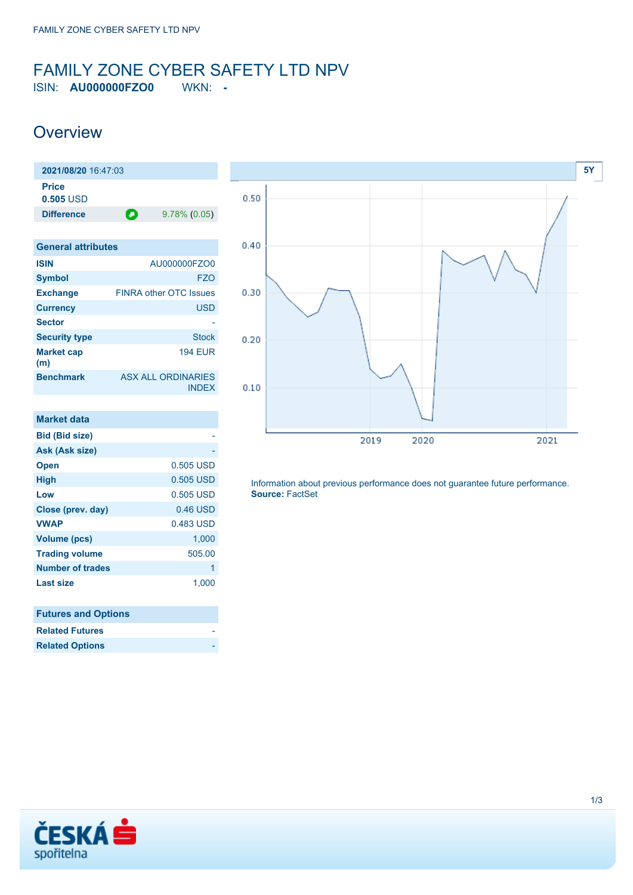# FAMILY ZONE CYBER SAFETY LTD NPV

ISIN: **AU000000FZO0** WKN: **-**

## Overview

| **2021/08/20** 16:47:03 | |
|---|---|
| **Price** 0.505 USD | |
| **Difference** | 9.78% (0.05) |

| General attributes | |
|---|---|
| **ISIN** | AU000000FZO0 |
| **Symbol** | FZO |
| **Exchange** | FINRA other OTC Issues |
| **Currency** | USD |
| **Sector** | - |
| **Security type** | Stock |
| **Market cap (m)** | 194 EUR |
| **Benchmark** | ASX ALL ORDINARIES INDEX |

| Market data | |
|---|---|
| **Bid (Bid size)** | - |
| **Ask (Ask size)** | - |
| **Open** | 0.505 USD |
| **High** | 0.505 USD |
| **Low** | 0.505 USD |
| **Close (prev. day)** | 0.46 USD |
| **VWAP** | 0.483 USD |
| **Volume (pcs)** | 1,000 |
| **Trading volume** | 505.00 |
| **Number of trades** | 1 |
| **Last size** | 1,000 |

| Futures and Options | |
|---|---|
| **Related Futures** | - |
| **Related Options** | - |

Information about previous performance does not guarantee future performance.
**Source:** FactSet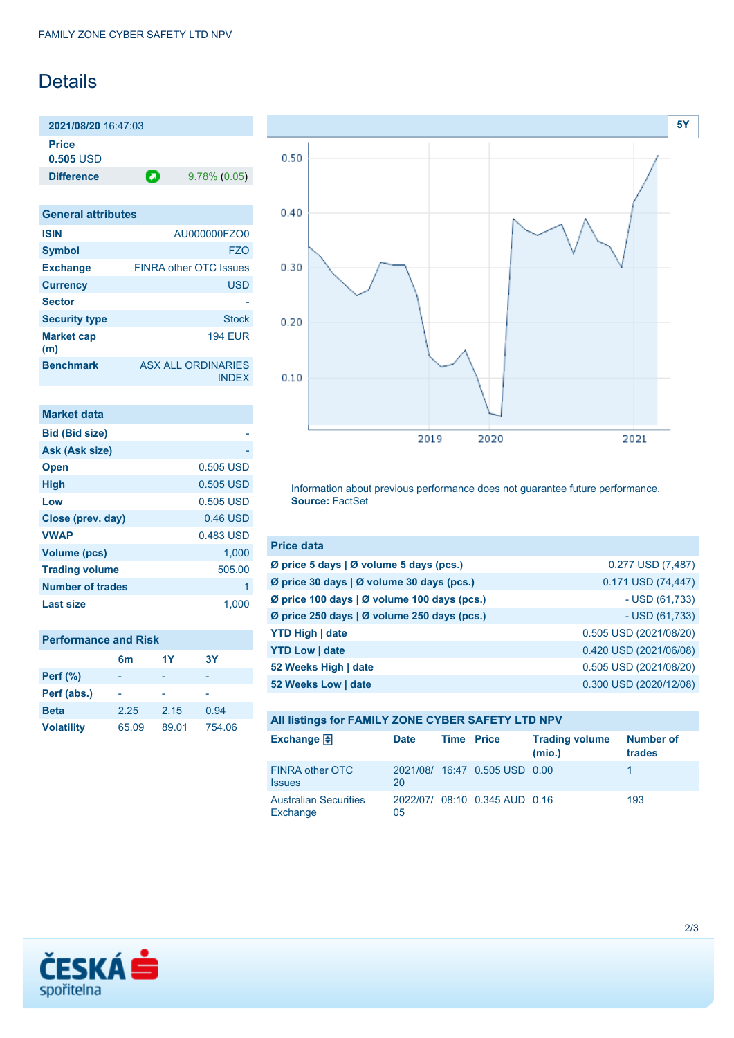# Details

| 2021/08/20 16:47:03 | |
|---|---|
| **Price** | |
| **0.505** USD | |
| **Difference** | 9.78% (0.05) |

| General attributes | |
|---|---|
| **ISIN** | AU000000FZO0 |
| **Symbol** | FZO |
| **Exchange** | FINRA other OTC Issues |
| **Currency** | USD |
| **Sector** | - |
| **Security type** | Stock |
| **Market cap (m)** | 194 EUR |
| **Benchmark** | ASX ALL ORDINARIES INDEX |

| Market data | |
|---|---|
| **Bid (Bid size)** | - |
| **Ask (Ask size)** | - |
| **Open** | 0.505 USD |
| **High** | 0.505 USD |
| **Low** | 0.505 USD |
| **Close (prev. day)** | 0.46 USD |
| **VWAP** | 0.483 USD |
| **Volume (pcs)** | 1,000 |
| **Trading volume** | 505.00 |
| **Number of trades** | 1 |
| **Last size** | 1,000 |

| Performance and Risk | 6m | 1Y | 3Y |
|---|---|---|---|
| **Perf (%)** | - | - | - |
| **Perf (abs.)** | - | - | - |
| **Beta** | 2.25 | 2.15 | 0.94 |
| **Volatility** | 65.09 | 89.01 | 754.06 |

Information about previous performance does not guarantee future performance.
**Source:** FactSet

| Price data | |
|---|---|
| **Ø price 5 days \| Ø volume 5 days (pcs.)** | 0.277 USD (7,487) |
| **Ø price 30 days \| Ø volume 30 days (pcs.)** | 0.171 USD (74,447) |
| **Ø price 100 days \| Ø volume 100 days (pcs.)** | - USD (61,733) |
| **Ø price 250 days \| Ø volume 250 days (pcs.)** | - USD (61,733) |
| **YTD High \| date** | 0.505 USD (2021/08/20) |
| **YTD Low \| date** | 0.420 USD (2021/06/08) |
| **52 Weeks High \| date** | 0.505 USD (2021/08/20) |
| **52 Weeks Low \| date** | 0.300 USD (2020/12/08) |

### All listings for FAMILY ZONE CYBER SAFETY LTD NPV

| Exchange | Date | Time | Price | Trading volume (mio.) | Number of trades |
|---|---|---|---|---|---|
| FINRA other OTC Issues | 2021/08/20 | 16:47 | 0.505 USD | 0.00 | 1 |
| Australian Securities Exchange | 2022/07/05 | 08:10 | 0.345 AUD | 0.16 | 193 |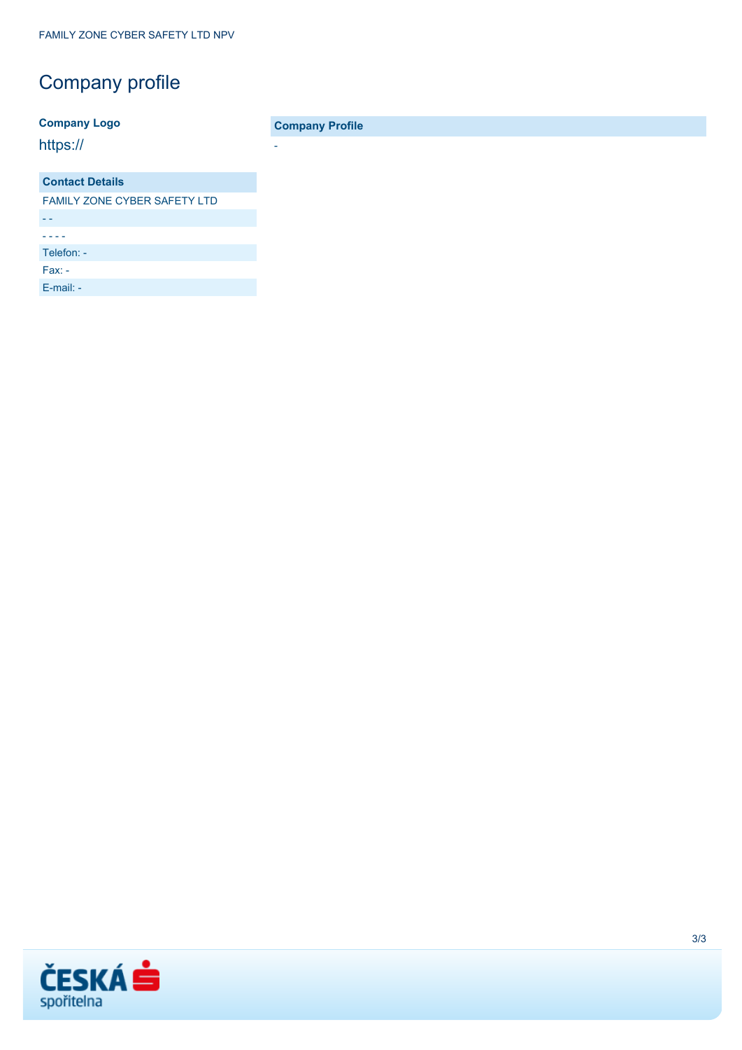# Company profile

**Company Logo**

https://

**Contact Details**

FAMILY ZONE CYBER SAFETY LTD

- -

- - - -

Telefon: -

Fax: -

E-mail: -

**Company Profile**

-